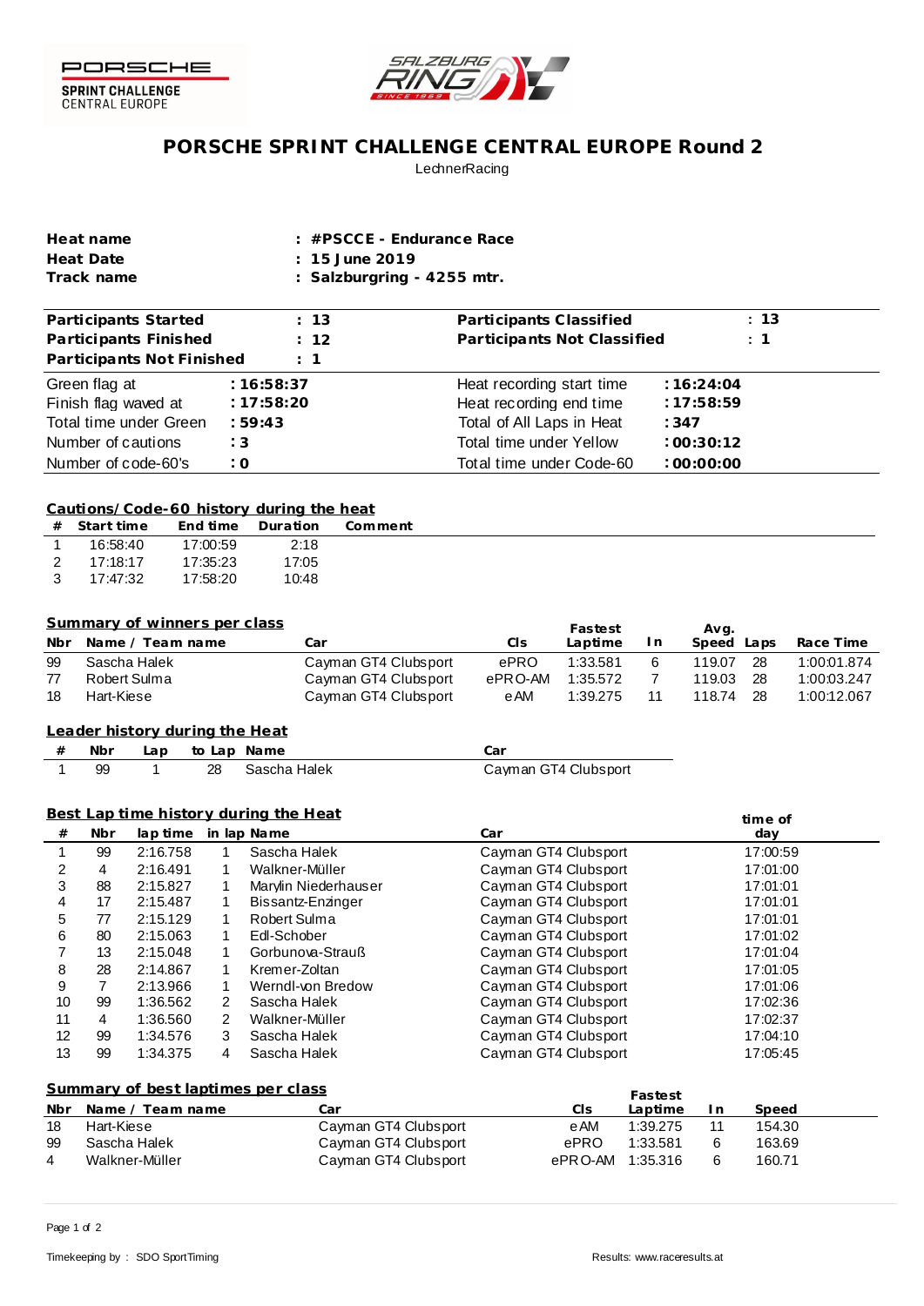# PORSCHE SPRINT CHALLENGE CENTRAL EUROPE Round 2

LechnerRacing

| | |
|---|---|
| **Heat name** | **: #PSCCE - Endurance Race** |
| **Heat Date** | **: 15 June 2019** |
| **Track name** | **: Salzburgring - 4255 mtr.** |

| | | | |
|---|---|---|---|
| **Participants Started** | **: 13** | **Participants Classified** | **: 13** |
| **Participants Finished** | **: 12** | **Participants Not Classified** | **: 1** |
| **Participants Not Finished** | **: 1** | | |
| Green flag at | **: 16:58:37** | Heat recording start time | **: 16:24:04** |
| Finish flag waved at | **: 17:58:20** | Heat recording end time | **: 17:58:59** |
| Total time under Green | **: 59:43** | Total of All Laps in Heat | **: 347** |
| Number of cautions | **: 3** | Total time under Yellow | **: 00:30:12** |
| Number of code-60's | **: 0** | Total time under Code-60 | **: 00:00:00** |

## Cautions/Code-60 history during the heat

| # | Start time | End time | Duration | Comment |
|---|---|---|---|---|
| 1 | 16:58:40 | 17:00:59 | 2:18 | |
| 2 | 17:18:17 | 17:35:23 | 17:05 | |
| 3 | 17:47:32 | 17:58:20 | 10:48 | |

## Summary of winners per class

| Nbr | Name / Team name | Car | Cls | Fastest Laptime | In | Avg. Speed | Laps | Race Time |
|---|---|---|---|---|---|---|---|---|
| 99 | Sascha Halek | Cayman GT4 Clubsport | ePRO | 1:33.581 | 6 | 119.07 | 28 | 1:00:01.874 |
| 77 | Robert Sulma | Cayman GT4 Clubsport | ePRO-AM | 1:35.572 | 7 | 119.03 | 28 | 1:00:03.247 |
| 18 | Hart-Kiese | Cayman GT4 Clubsport | eAM | 1:39.275 | 11 | 118.74 | 28 | 1:00:12.067 |

## Leader history during the Heat

| # | Nbr | Lap | to Lap | Name | Car |
|---|---|---|---|---|---|
| 1 | 99 | 1 | 28 | Sascha Halek | Cayman GT4 Clubsport |

## Best Lap time history during the Heat

| # | Nbr | lap time | in lap | Name | Car | time of day |
|---|---|---|---|---|---|---|
| 1 | 99 | 2:16.758 | 1 | Sascha Halek | Cayman GT4 Clubsport | 17:00:59 |
| 2 | 4 | 2:16.491 | 1 | Walkner-Müller | Cayman GT4 Clubsport | 17:01:00 |
| 3 | 88 | 2:15.827 | 1 | Marylin Niederhauser | Cayman GT4 Clubsport | 17:01:01 |
| 4 | 17 | 2:15.487 | 1 | Bissantz-Enzinger | Cayman GT4 Clubsport | 17:01:01 |
| 5 | 77 | 2:15.129 | 1 | Robert Sulma | Cayman GT4 Clubsport | 17:01:01 |
| 6 | 80 | 2:15.063 | 1 | Edl-Schober | Cayman GT4 Clubsport | 17:01:02 |
| 7 | 13 | 2:15.048 | 1 | Gorbunova-Strauß | Cayman GT4 Clubsport | 17:01:04 |
| 8 | 28 | 2:14.867 | 1 | Kremer-Zoltan | Cayman GT4 Clubsport | 17:01:05 |
| 9 | 7 | 2:13.966 | 1 | Werndl-von Bredow | Cayman GT4 Clubsport | 17:01:06 |
| 10 | 99 | 1:36.562 | 2 | Sascha Halek | Cayman GT4 Clubsport | 17:02:36 |
| 11 | 4 | 1:36.560 | 2 | Walkner-Müller | Cayman GT4 Clubsport | 17:02:37 |
| 12 | 99 | 1:34.576 | 3 | Sascha Halek | Cayman GT4 Clubsport | 17:04:10 |
| 13 | 99 | 1:34.375 | 4 | Sascha Halek | Cayman GT4 Clubsport | 17:05:45 |

## Summary of best laptimes per class

| Nbr | Name / Team name | Car | Cls | Fastest Laptime | In | Speed |
|---|---|---|---|---|---|---|
| 18 | Hart-Kiese | Cayman GT4 Clubsport | eAM | 1:39.275 | 11 | 154.30 |
| 99 | Sascha Halek | Cayman GT4 Clubsport | ePRO | 1:33.581 | 6 | 163.69 |
| 4 | Walkner-Müller | Cayman GT4 Clubsport | ePRO-AM | 1:35.316 | 6 | 160.71 |

Timekeeping by : SDO SportTiming

Results: www.raceresults.at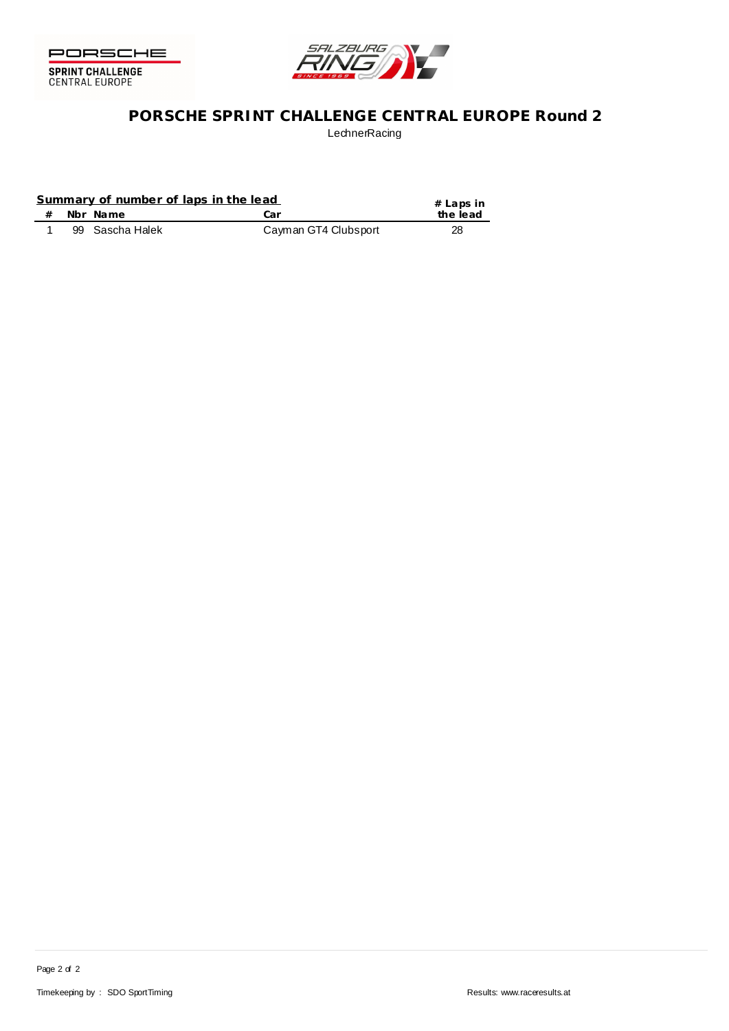# PORSCHE SPRINT CHALLENGE CENTRAL EUROPE Round 2

LechnerRacing

**Summary of number of laps in the lead**

| # | Nbr | Name | Car | # Laps in the lead |
|---|---|---|---|---|
| 1 | 99 | Sascha Halek | Cayman GT4 Clubsport | 28 |

Timekeeping by : SDO SportTiming

Results: www.raceresults.at